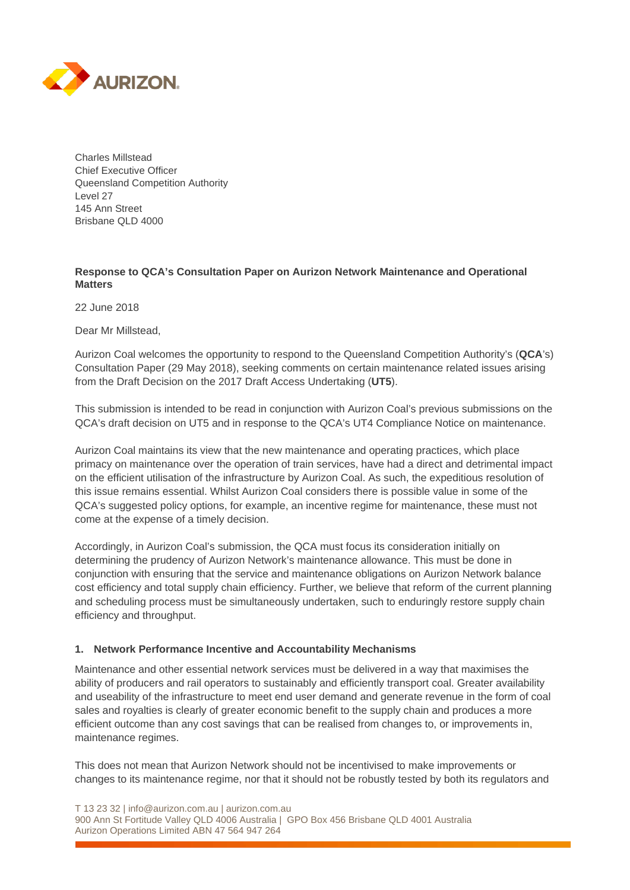Charles Millstead
Chief Executive Officer
Queensland Competition Authority
Level 27
145 Ann Street
Brisbane QLD 4000

**Response to QCA's Consultation Paper on Aurizon Network Maintenance and Operational Matters**

22 June 2018

Dear Mr Millstead,

Aurizon Coal welcomes the opportunity to respond to the Queensland Competition Authority's (**QCA**'s) Consultation Paper (29 May 2018), seeking comments on certain maintenance related issues arising from the Draft Decision on the 2017 Draft Access Undertaking (**UT5**).

This submission is intended to be read in conjunction with Aurizon Coal's previous submissions on the QCA's draft decision on UT5 and in response to the QCA's UT4 Compliance Notice on maintenance.

Aurizon Coal maintains its view that the new maintenance and operating practices, which place primacy on maintenance over the operation of train services, have had a direct and detrimental impact on the efficient utilisation of the infrastructure by Aurizon Coal. As such, the expeditious resolution of this issue remains essential. Whilst Aurizon Coal considers there is possible value in some of the QCA's suggested policy options, for example, an incentive regime for maintenance, these must not come at the expense of a timely decision.

Accordingly, in Aurizon Coal's submission, the QCA must focus its consideration initially on determining the prudency of Aurizon Network's maintenance allowance. This must be done in conjunction with ensuring that the service and maintenance obligations on Aurizon Network balance cost efficiency and total supply chain efficiency. Further, we believe that reform of the current planning and scheduling process must be simultaneously undertaken, such to enduringly restore supply chain efficiency and throughput.

## 1. Network Performance Incentive and Accountability Mechanisms

Maintenance and other essential network services must be delivered in a way that maximises the ability of producers and rail operators to sustainably and efficiently transport coal. Greater availability and useability of the infrastructure to meet end user demand and generate revenue in the form of coal sales and royalties is clearly of greater economic benefit to the supply chain and produces a more efficient outcome than any cost savings that can be realised from changes to, or improvements in, maintenance regimes.

This does not mean that Aurizon Network should not be incentivised to make improvements or changes to its maintenance regime, nor that it should not be robustly tested by both its regulators and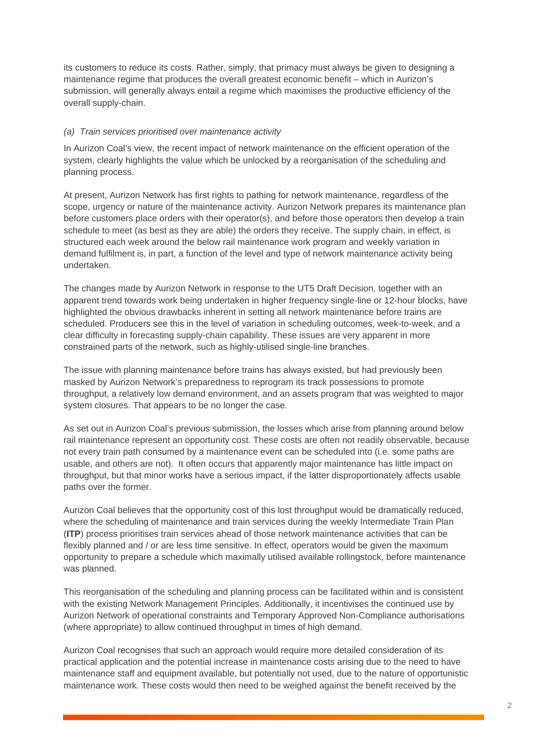its customers to reduce its costs. Rather, simply, that primacy must always be given to designing a maintenance regime that produces the overall greatest economic benefit – which in Aurizon's submission, will generally always entail a regime which maximises the productive efficiency of the overall supply-chain.

*(a) Train services prioritised over maintenance activity*

In Aurizon Coal's view, the recent impact of network maintenance on the efficient operation of the system, clearly highlights the value which be unlocked by a reorganisation of the scheduling and planning process.

At present, Aurizon Network has first rights to pathing for network maintenance, regardless of the scope, urgency or nature of the maintenance activity. Aurizon Network prepares its maintenance plan before customers place orders with their operator(s), and before those operators then develop a train schedule to meet (as best as they are able) the orders they receive. The supply chain, in effect, is structured each week around the below rail maintenance work program and weekly variation in demand fulfilment is, in part, a function of the level and type of network maintenance activity being undertaken.

The changes made by Aurizon Network in response to the UT5 Draft Decision, together with an apparent trend towards work being undertaken in higher frequency single-line or 12-hour blocks, have highlighted the obvious drawbacks inherent in setting all network maintenance before trains are scheduled. Producers see this in the level of variation in scheduling outcomes, week-to-week, and a clear difficulty in forecasting supply-chain capability. These issues are very apparent in more constrained parts of the network, such as highly-utilised single-line branches.

The issue with planning maintenance before trains has always existed, but had previously been masked by Aurizon Network's preparedness to reprogram its track possessions to promote throughput, a relatively low demand environment, and an assets program that was weighted to major system closures. That appears to be no longer the case.

As set out in Aurizon Coal's previous submission, the losses which arise from planning around below rail maintenance represent an opportunity cost. These costs are often not readily observable, because not every train path consumed by a maintenance event can be scheduled into (i.e. some paths are usable, and others are not). It often occurs that apparently major maintenance has little impact on throughput, but that minor works have a serious impact, if the latter disproportionately affects usable paths over the former.

Aurizon Coal believes that the opportunity cost of this lost throughput would be dramatically reduced, where the scheduling of maintenance and train services during the weekly Intermediate Train Plan (**ITP**) process prioritises train services ahead of those network maintenance activities that can be flexibly planned and / or are less time sensitive. In effect, operators would be given the maximum opportunity to prepare a schedule which maximally utilised available rollingstock, before maintenance was planned.

This reorganisation of the scheduling and planning process can be facilitated within and is consistent with the existing Network Management Principles. Additionally, it incentivises the continued use by Aurizon Network of operational constraints and Temporary Approved Non-Compliance authorisations (where appropriate) to allow continued throughput in times of high demand.

Aurizon Coal recognises that such an approach would require more detailed consideration of its practical application and the potential increase in maintenance costs arising due to the need to have maintenance staff and equipment available, but potentially not used, due to the nature of opportunistic maintenance work. These costs would then need to be weighed against the benefit received by the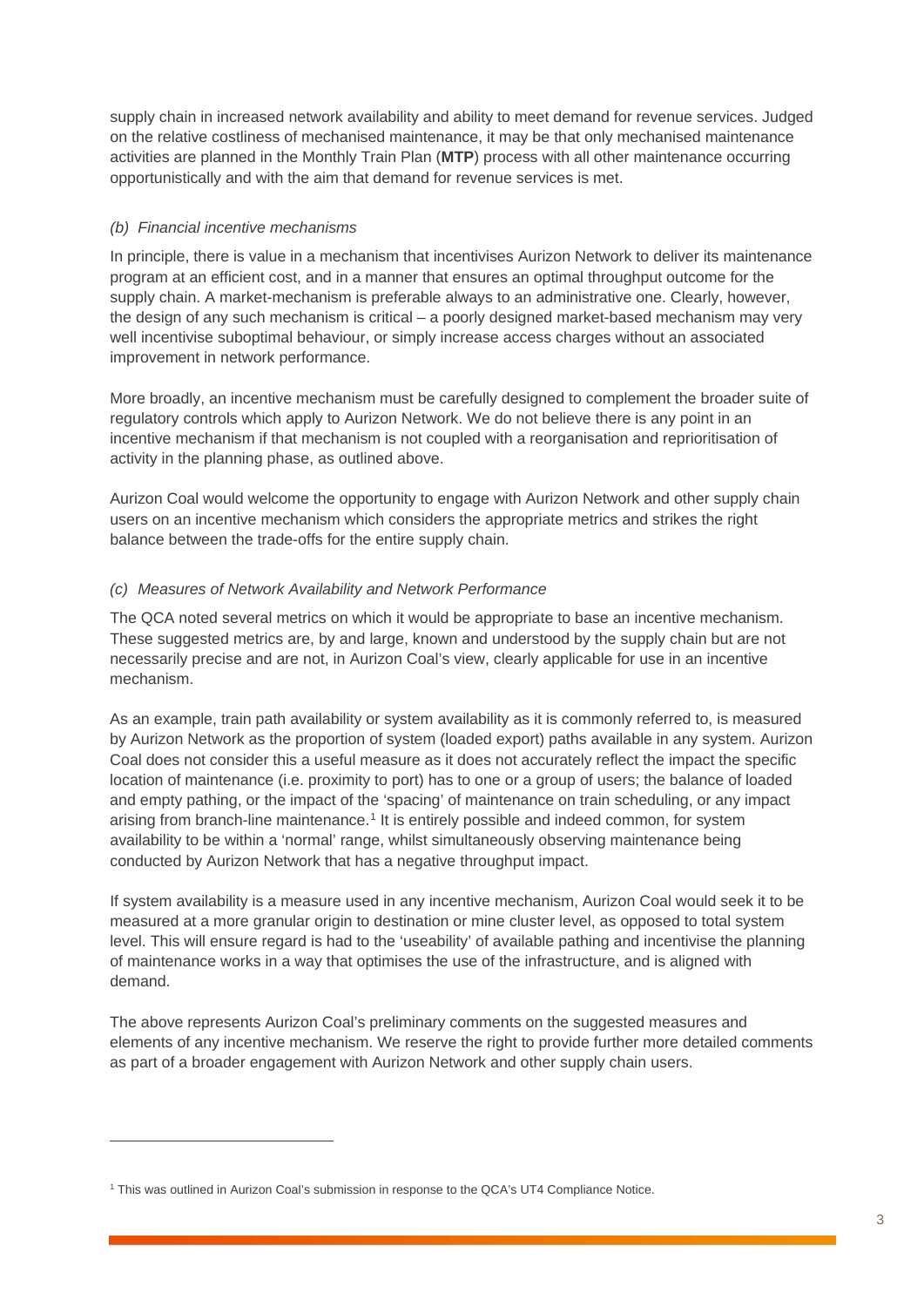supply chain in increased network availability and ability to meet demand for revenue services. Judged on the relative costliness of mechanised maintenance, it may be that only mechanised maintenance activities are planned in the Monthly Train Plan (**MTP**) process with all other maintenance occurring opportunistically and with the aim that demand for revenue services is met.

*(b) Financial incentive mechanisms*

In principle, there is value in a mechanism that incentivises Aurizon Network to deliver its maintenance program at an efficient cost, and in a manner that ensures an optimal throughput outcome for the supply chain. A market-mechanism is preferable always to an administrative one. Clearly, however, the design of any such mechanism is critical – a poorly designed market-based mechanism may very well incentivise suboptimal behaviour, or simply increase access charges without an associated improvement in network performance.

More broadly, an incentive mechanism must be carefully designed to complement the broader suite of regulatory controls which apply to Aurizon Network. We do not believe there is any point in an incentive mechanism if that mechanism is not coupled with a reorganisation and reprioritisation of activity in the planning phase, as outlined above.

Aurizon Coal would welcome the opportunity to engage with Aurizon Network and other supply chain users on an incentive mechanism which considers the appropriate metrics and strikes the right balance between the trade-offs for the entire supply chain.

*(c) Measures of Network Availability and Network Performance*

The QCA noted several metrics on which it would be appropriate to base an incentive mechanism. These suggested metrics are, by and large, known and understood by the supply chain but are not necessarily precise and are not, in Aurizon Coal's view, clearly applicable for use in an incentive mechanism.

As an example, train path availability or system availability as it is commonly referred to, is measured by Aurizon Network as the proportion of system (loaded export) paths available in any system. Aurizon Coal does not consider this a useful measure as it does not accurately reflect the impact the specific location of maintenance (i.e. proximity to port) has to one or a group of users; the balance of loaded and empty pathing, or the impact of the 'spacing' of maintenance on train scheduling, or any impact arising from branch-line maintenance.[1] It is entirely possible and indeed common, for system availability to be within a 'normal' range, whilst simultaneously observing maintenance being conducted by Aurizon Network that has a negative throughput impact.

If system availability is a measure used in any incentive mechanism, Aurizon Coal would seek it to be measured at a more granular origin to destination or mine cluster level, as opposed to total system level. This will ensure regard is had to the 'useability' of available pathing and incentivise the planning of maintenance works in a way that optimises the use of the infrastructure, and is aligned with demand.

The above represents Aurizon Coal's preliminary comments on the suggested measures and elements of any incentive mechanism. We reserve the right to provide further more detailed comments as part of a broader engagement with Aurizon Network and other supply chain users.

---

[1] This was outlined in Aurizon Coal's submission in response to the QCA's UT4 Compliance Notice.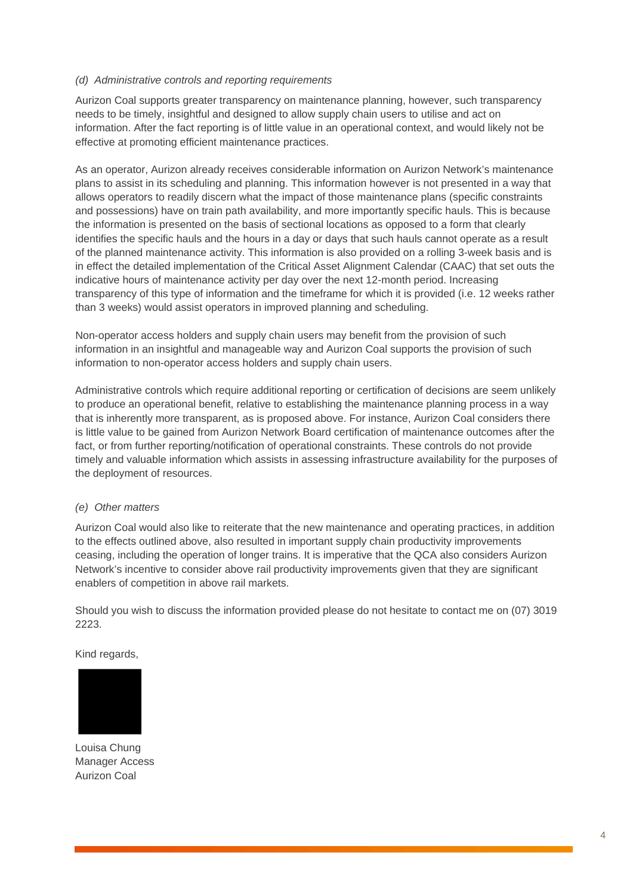*(d) Administrative controls and reporting requirements*

Aurizon Coal supports greater transparency on maintenance planning, however, such transparency needs to be timely, insightful and designed to allow supply chain users to utilise and act on information. After the fact reporting is of little value in an operational context, and would likely not be effective at promoting efficient maintenance practices.

As an operator, Aurizon already receives considerable information on Aurizon Network's maintenance plans to assist in its scheduling and planning. This information however is not presented in a way that allows operators to readily discern what the impact of those maintenance plans (specific constraints and possessions) have on train path availability, and more importantly specific hauls. This is because the information is presented on the basis of sectional locations as opposed to a form that clearly identifies the specific hauls and the hours in a day or days that such hauls cannot operate as a result of the planned maintenance activity. This information is also provided on a rolling 3-week basis and is in effect the detailed implementation of the Critical Asset Alignment Calendar (CAAC) that set outs the indicative hours of maintenance activity per day over the next 12-month period. Increasing transparency of this type of information and the timeframe for which it is provided (i.e. 12 weeks rather than 3 weeks) would assist operators in improved planning and scheduling.

Non-operator access holders and supply chain users may benefit from the provision of such information in an insightful and manageable way and Aurizon Coal supports the provision of such information to non-operator access holders and supply chain users.

Administrative controls which require additional reporting or certification of decisions are seem unlikely to produce an operational benefit, relative to establishing the maintenance planning process in a way that is inherently more transparent, as is proposed above. For instance, Aurizon Coal considers there is little value to be gained from Aurizon Network Board certification of maintenance outcomes after the fact, or from further reporting/notification of operational constraints. These controls do not provide timely and valuable information which assists in assessing infrastructure availability for the purposes of the deployment of resources.

*(e) Other matters*

Aurizon Coal would also like to reiterate that the new maintenance and operating practices, in addition to the effects outlined above, also resulted in important supply chain productivity improvements ceasing, including the operation of longer trains. It is imperative that the QCA also considers Aurizon Network's incentive to consider above rail productivity improvements given that they are significant enablers of competition in above rail markets.

Should you wish to discuss the information provided please do not hesitate to contact me on (07) 3019 2223.

Kind regards,

Louisa Chung
Manager Access
Aurizon Coal